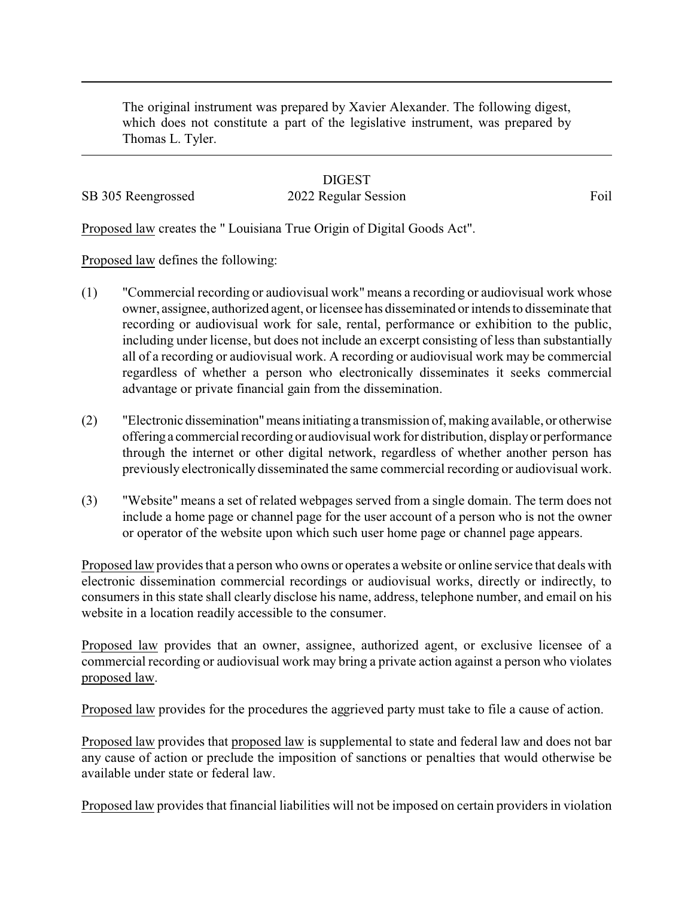The original instrument was prepared by Xavier Alexander. The following digest, which does not constitute a part of the legislative instrument, was prepared by Thomas L. Tyler.

---

DIGEST

SB 305 Reengrossed 2022 Regular Session Foil

Proposed law creates the " Louisiana True Origin of Digital Goods Act".

Proposed law defines the following:

(1) "Commercial recording or audiovisual work" means a recording or audiovisual work whose owner, assignee, authorized agent, or licensee has disseminated or intends to disseminate that recording or audiovisual work for sale, rental, performance or exhibition to the public, including under license, but does not include an excerpt consisting of less than substantially all of a recording or audiovisual work. A recording or audiovisual work may be commercial regardless of whether a person who electronically disseminates it seeks commercial advantage or private financial gain from the dissemination.

(2) "Electronic dissemination" means initiating a transmission of, making available, or otherwise offering a commercial recording or audiovisual work for distribution, display or performance through the internet or other digital network, regardless of whether another person has previously electronically disseminated the same commercial recording or audiovisual work.

(3) "Website" means a set of related webpages served from a single domain. The term does not include a home page or channel page for the user account of a person who is not the owner or operator of the website upon which such user home page or channel page appears.

Proposed law provides that a person who owns or operates a website or online service that deals with electronic dissemination commercial recordings or audiovisual works, directly or indirectly, to consumers in this state shall clearly disclose his name, address, telephone number, and email on his website in a location readily accessible to the consumer.

Proposed law provides that an owner, assignee, authorized agent, or exclusive licensee of a commercial recording or audiovisual work may bring a private action against a person who violates proposed law.

Proposed law provides for the procedures the aggrieved party must take to file a cause of action.

Proposed law provides that proposed law is supplemental to state and federal law and does not bar any cause of action or preclude the imposition of sanctions or penalties that would otherwise be available under state or federal law.

Proposed law provides that financial liabilities will not be imposed on certain providers in violation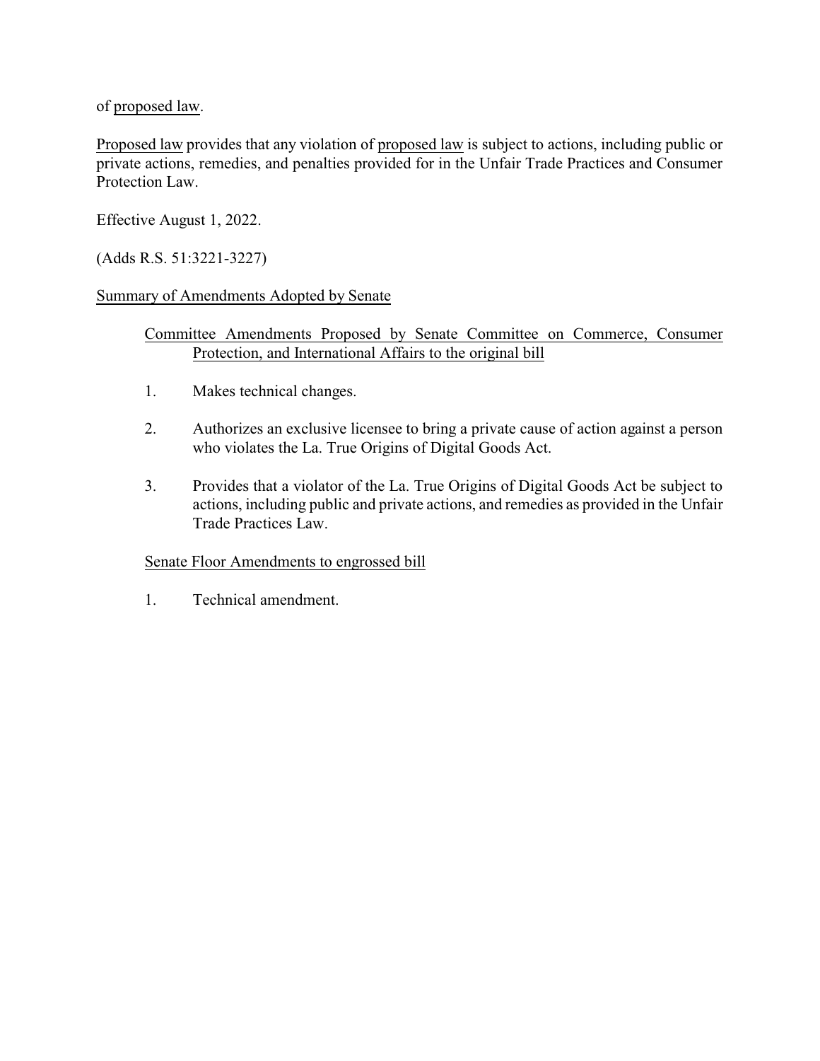of proposed law.

Proposed law provides that any violation of proposed law is subject to actions, including public or private actions, remedies, and penalties provided for in the Unfair Trade Practices and Consumer Protection Law.

Effective August 1, 2022.

(Adds R.S. 51:3221-3227)

Summary of Amendments Adopted by Senate

Committee Amendments Proposed by Senate Committee on Commerce, Consumer Protection, and International Affairs to the original bill

1. Makes technical changes.

2. Authorizes an exclusive licensee to bring a private cause of action against a person who violates the La. True Origins of Digital Goods Act.

3. Provides that a violator of the La. True Origins of Digital Goods Act be subject to actions, including public and private actions, and remedies as provided in the Unfair Trade Practices Law.

Senate Floor Amendments to engrossed bill

1. Technical amendment.